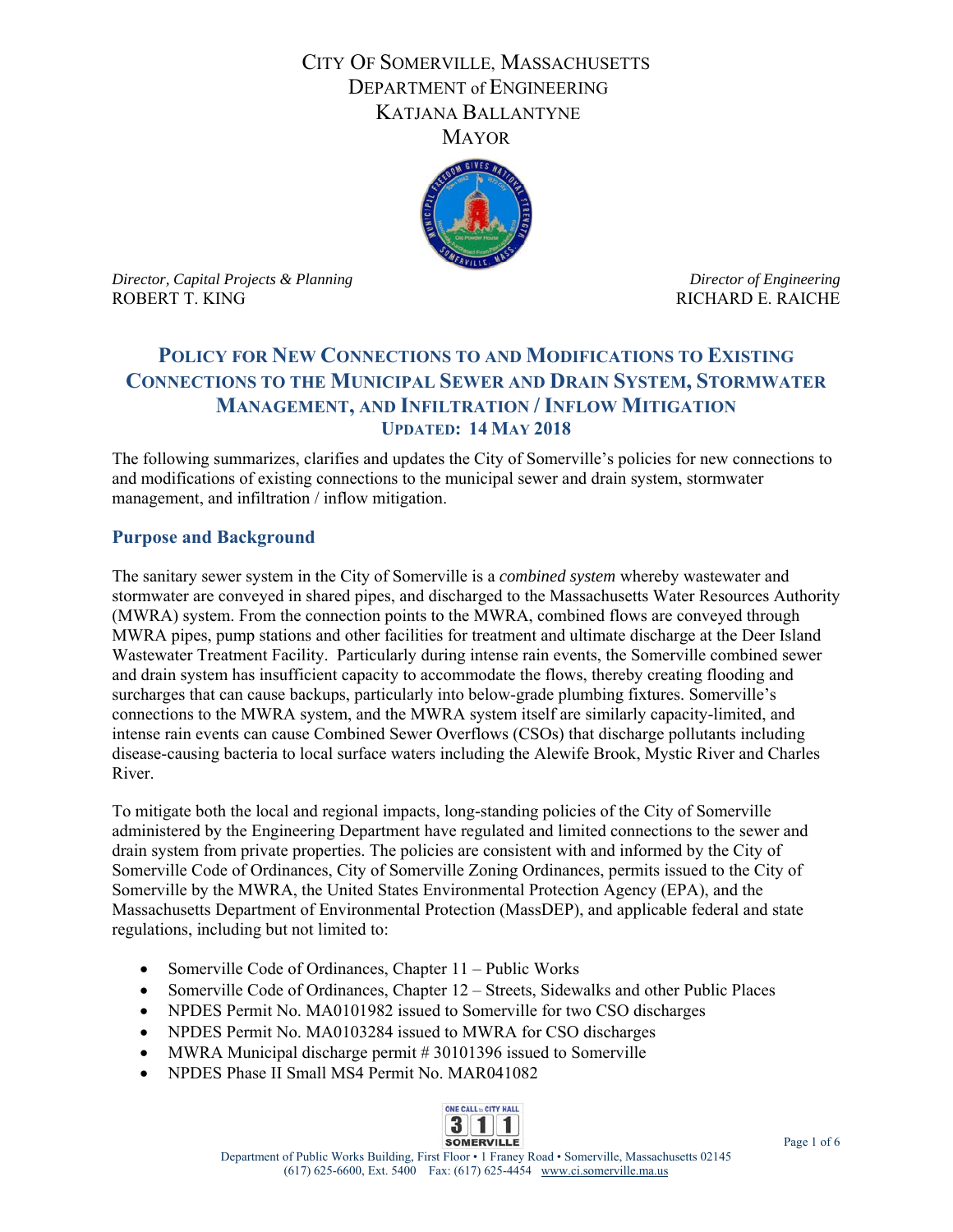# City Of Somerville, Massachusetts
## Department of Engineering
## Katjana Ballantyne
## Mayor

*Director, Capital Projects & Planning*
ROBERT T. KING

*Director of Engineering*
RICHARD E. RAICHE

## Policy for New Connections to and Modifications to Existing Connections to the Municipal Sewer and Drain System, Stormwater Management, and Infiltration / Inflow Mitigation

**Updated: 14 May 2018**

The following summarizes, clarifies and updates the City of Somerville's policies for new connections to and modifications of existing connections to the municipal sewer and drain system, stormwater management, and infiltration / inflow mitigation.

### Purpose and Background

The sanitary sewer system in the City of Somerville is a *combined system* whereby wastewater and stormwater are conveyed in shared pipes, and discharged to the Massachusetts Water Resources Authority (MWRA) system. From the connection points to the MWRA, combined flows are conveyed through MWRA pipes, pump stations and other facilities for treatment and ultimate discharge at the Deer Island Wastewater Treatment Facility. Particularly during intense rain events, the Somerville combined sewer and drain system has insufficient capacity to accommodate the flows, thereby creating flooding and surcharges that can cause backups, particularly into below-grade plumbing fixtures. Somerville's connections to the MWRA system, and the MWRA system itself are similarly capacity-limited, and intense rain events can cause Combined Sewer Overflows (CSOs) that discharge pollutants including disease-causing bacteria to local surface waters including the Alewife Brook, Mystic River and Charles River.

To mitigate both the local and regional impacts, long-standing policies of the City of Somerville administered by the Engineering Department have regulated and limited connections to the sewer and drain system from private properties. The policies are consistent with and informed by the City of Somerville Code of Ordinances, City of Somerville Zoning Ordinances, permits issued to the City of Somerville by the MWRA, the United States Environmental Protection Agency (EPA), and the Massachusetts Department of Environmental Protection (MassDEP), and applicable federal and state regulations, including but not limited to:

- Somerville Code of Ordinances, Chapter 11 – Public Works
- Somerville Code of Ordinances, Chapter 12 – Streets, Sidewalks and other Public Places
- NPDES Permit No. MA0101982 issued to Somerville for two CSO discharges
- NPDES Permit No. MA0103284 issued to MWRA for CSO discharges
- MWRA Municipal discharge permit # 30101396 issued to Somerville
- NPDES Phase II Small MS4 Permit No. MAR041082

Department of Public Works Building, First Floor • 1 Franey Road • Somerville, Massachusetts 02145
(617) 625-6600, Ext. 5400 Fax: (617) 625-4454 www.ci.somerville.ma.us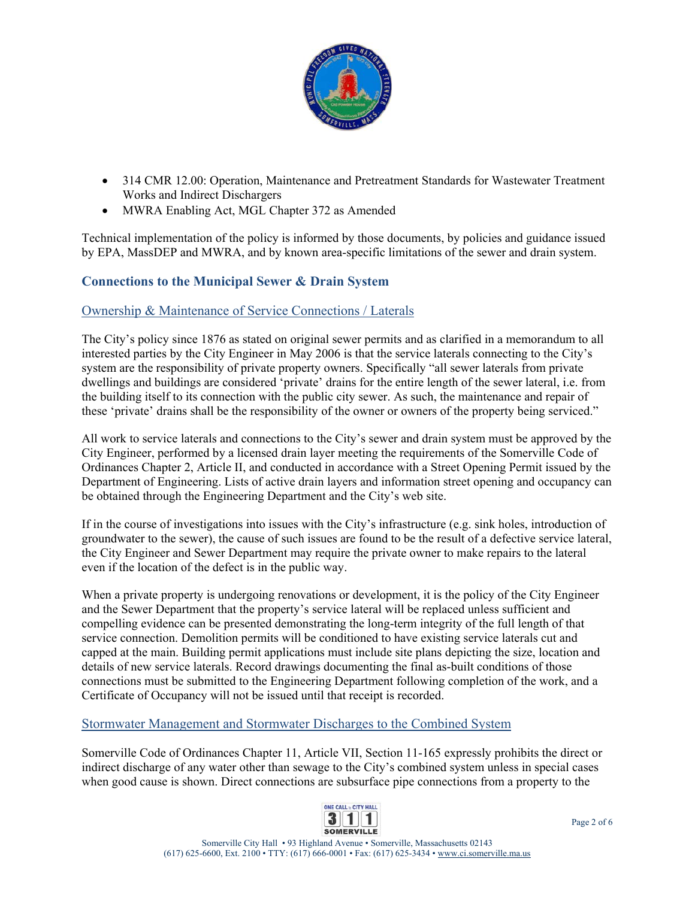- 314 CMR 12.00: Operation, Maintenance and Pretreatment Standards for Wastewater Treatment Works and Indirect Dischargers
- MWRA Enabling Act, MGL Chapter 372 as Amended

Technical implementation of the policy is informed by those documents, by policies and guidance issued by EPA, MassDEP and MWRA, and by known area-specific limitations of the sewer and drain system.

## Connections to the Municipal Sewer & Drain System

### Ownership & Maintenance of Service Connections / Laterals

The City's policy since 1876 as stated on original sewer permits and as clarified in a memorandum to all interested parties by the City Engineer in May 2006 is that the service laterals connecting to the City's system are the responsibility of private property owners. Specifically "all sewer laterals from private dwellings and buildings are considered 'private' drains for the entire length of the sewer lateral, i.e. from the building itself to its connection with the public city sewer. As such, the maintenance and repair of these 'private' drains shall be the responsibility of the owner or owners of the property being serviced."

All work to service laterals and connections to the City's sewer and drain system must be approved by the City Engineer, performed by a licensed drain layer meeting the requirements of the Somerville Code of Ordinances Chapter 2, Article II, and conducted in accordance with a Street Opening Permit issued by the Department of Engineering. Lists of active drain layers and information street opening and occupancy can be obtained through the Engineering Department and the City's web site.

If in the course of investigations into issues with the City's infrastructure (e.g. sink holes, introduction of groundwater to the sewer), the cause of such issues are found to be the result of a defective service lateral, the City Engineer and Sewer Department may require the private owner to make repairs to the lateral even if the location of the defect is in the public way.

When a private property is undergoing renovations or development, it is the policy of the City Engineer and the Sewer Department that the property's service lateral will be replaced unless sufficient and compelling evidence can be presented demonstrating the long-term integrity of the full length of that service connection. Demolition permits will be conditioned to have existing service laterals cut and capped at the main. Building permit applications must include site plans depicting the size, location and details of new service laterals. Record drawings documenting the final as-built conditions of those connections must be submitted to the Engineering Department following completion of the work, and a Certificate of Occupancy will not be issued until that receipt is recorded.

### Stormwater Management and Stormwater Discharges to the Combined System

Somerville Code of Ordinances Chapter 11, Article VII, Section 11-165 expressly prohibits the direct or indirect discharge of any water other than sewage to the City's combined system unless in special cases when good cause is shown. Direct connections are subsurface pipe connections from a property to the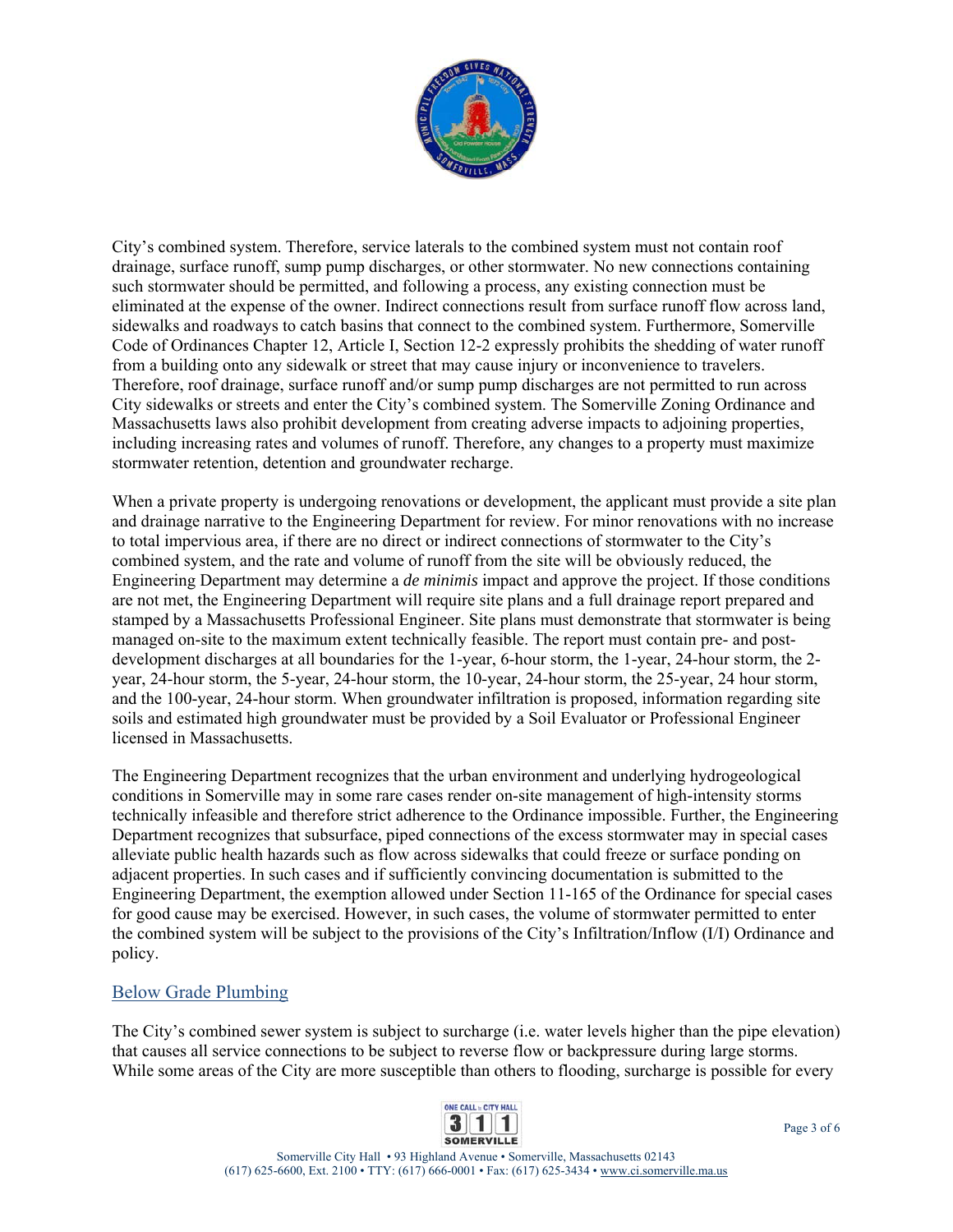City's combined system. Therefore, service laterals to the combined system must not contain roof drainage, surface runoff, sump pump discharges, or other stormwater. No new connections containing such stormwater should be permitted, and following a process, any existing connection must be eliminated at the expense of the owner. Indirect connections result from surface runoff flow across land, sidewalks and roadways to catch basins that connect to the combined system. Furthermore, Somerville Code of Ordinances Chapter 12, Article I, Section 12-2 expressly prohibits the shedding of water runoff from a building onto any sidewalk or street that may cause injury or inconvenience to travelers. Therefore, roof drainage, surface runoff and/or sump pump discharges are not permitted to run across City sidewalks or streets and enter the City's combined system. The Somerville Zoning Ordinance and Massachusetts laws also prohibit development from creating adverse impacts to adjoining properties, including increasing rates and volumes of runoff. Therefore, any changes to a property must maximize stormwater retention, detention and groundwater recharge.

When a private property is undergoing renovations or development, the applicant must provide a site plan and drainage narrative to the Engineering Department for review. For minor renovations with no increase to total impervious area, if there are no direct or indirect connections of stormwater to the City's combined system, and the rate and volume of runoff from the site will be obviously reduced, the Engineering Department may determine a *de minimis* impact and approve the project. If those conditions are not met, the Engineering Department will require site plans and a full drainage report prepared and stamped by a Massachusetts Professional Engineer. Site plans must demonstrate that stormwater is being managed on-site to the maximum extent technically feasible. The report must contain pre- and post-development discharges at all boundaries for the 1-year, 6-hour storm, the 1-year, 24-hour storm, the 2-year, 24-hour storm, the 5-year, 24-hour storm, the 10-year, 24-hour storm, the 25-year, 24 hour storm, and the 100-year, 24-hour storm. When groundwater infiltration is proposed, information regarding site soils and estimated high groundwater must be provided by a Soil Evaluator or Professional Engineer licensed in Massachusetts.

The Engineering Department recognizes that the urban environment and underlying hydrogeological conditions in Somerville may in some rare cases render on-site management of high-intensity storms technically infeasible and therefore strict adherence to the Ordinance impossible. Further, the Engineering Department recognizes that subsurface, piped connections of the excess stormwater may in special cases alleviate public health hazards such as flow across sidewalks that could freeze or surface ponding on adjacent properties. In such cases and if sufficiently convincing documentation is submitted to the Engineering Department, the exemption allowed under Section 11-165 of the Ordinance for special cases for good cause may be exercised. However, in such cases, the volume of stormwater permitted to enter the combined system will be subject to the provisions of the City's Infiltration/Inflow (I/I) Ordinance and policy.

## Below Grade Plumbing

The City's combined sewer system is subject to surcharge (i.e. water levels higher than the pipe elevation) that causes all service connections to be subject to reverse flow or backpressure during large storms. While some areas of the City are more susceptible than others to flooding, surcharge is possible for every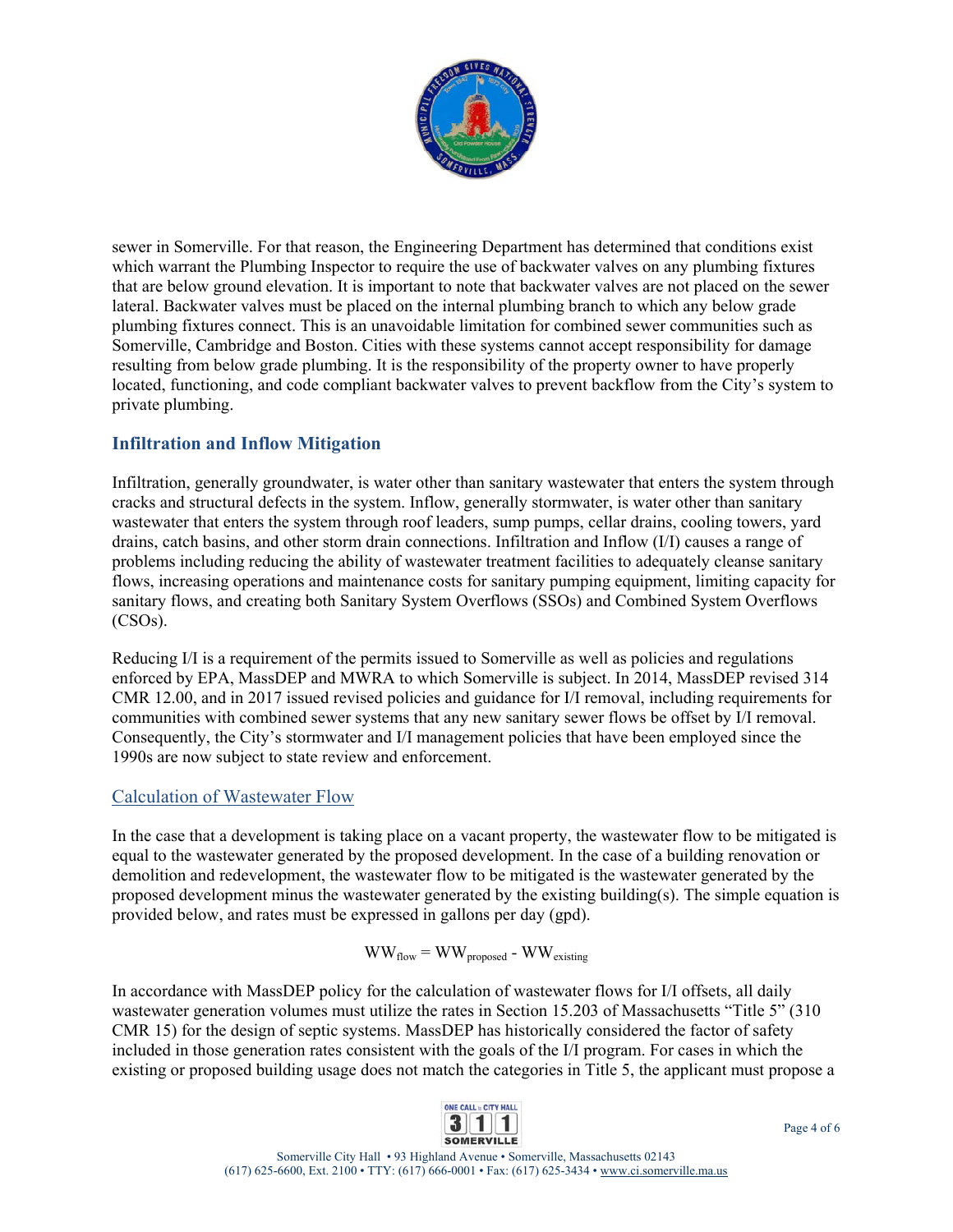sewer in Somerville. For that reason, the Engineering Department has determined that conditions exist which warrant the Plumbing Inspector to require the use of backwater valves on any plumbing fixtures that are below ground elevation. It is important to note that backwater valves are not placed on the sewer lateral. Backwater valves must be placed on the internal plumbing branch to which any below grade plumbing fixtures connect. This is an unavoidable limitation for combined sewer communities such as Somerville, Cambridge and Boston. Cities with these systems cannot accept responsibility for damage resulting from below grade plumbing. It is the responsibility of the property owner to have properly located, functioning, and code compliant backwater valves to prevent backflow from the City's system to private plumbing.

## Infiltration and Inflow Mitigation

Infiltration, generally groundwater, is water other than sanitary wastewater that enters the system through cracks and structural defects in the system. Inflow, generally stormwater, is water other than sanitary wastewater that enters the system through roof leaders, sump pumps, cellar drains, cooling towers, yard drains, catch basins, and other storm drain connections. Infiltration and Inflow (I/I) causes a range of problems including reducing the ability of wastewater treatment facilities to adequately cleanse sanitary flows, increasing operations and maintenance costs for sanitary pumping equipment, limiting capacity for sanitary flows, and creating both Sanitary System Overflows (SSOs) and Combined System Overflows (CSOs).

Reducing I/I is a requirement of the permits issued to Somerville as well as policies and regulations enforced by EPA, MassDEP and MWRA to which Somerville is subject. In 2014, MassDEP revised 314 CMR 12.00, and in 2017 issued revised policies and guidance for I/I removal, including requirements for communities with combined sewer systems that any new sanitary sewer flows be offset by I/I removal. Consequently, the City's stormwater and I/I management policies that have been employed since the 1990s are now subject to state review and enforcement.

### Calculation of Wastewater Flow

In the case that a development is taking place on a vacant property, the wastewater flow to be mitigated is equal to the wastewater generated by the proposed development. In the case of a building renovation or demolition and redevelopment, the wastewater flow to be mitigated is the wastewater generated by the proposed development minus the wastewater generated by the existing building(s). The simple equation is provided below, and rates must be expressed in gallons per day (gpd).

$$WW_{flow} = WW_{proposed} - WW_{existing}$$

In accordance with MassDEP policy for the calculation of wastewater flows for I/I offsets, all daily wastewater generation volumes must utilize the rates in Section 15.203 of Massachusetts "Title 5" (310 CMR 15) for the design of septic systems. MassDEP has historically considered the factor of safety included in those generation rates consistent with the goals of the I/I program. For cases in which the existing or proposed building usage does not match the categories in Title 5, the applicant must propose a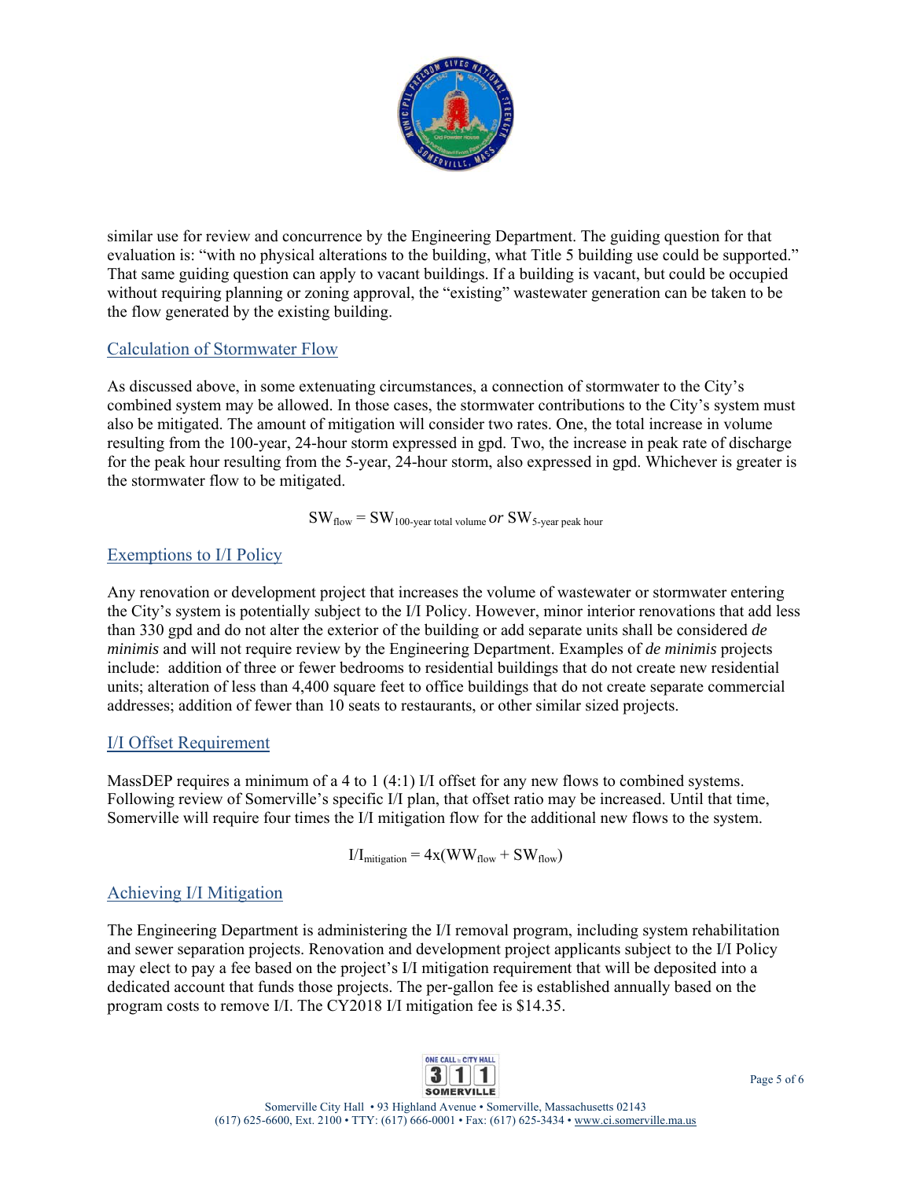similar use for review and concurrence by the Engineering Department. The guiding question for that evaluation is: "with no physical alterations to the building, what Title 5 building use could be supported." That same guiding question can apply to vacant buildings. If a building is vacant, but could be occupied without requiring planning or zoning approval, the "existing" wastewater generation can be taken to be the flow generated by the existing building.

## Calculation of Stormwater Flow

As discussed above, in some extenuating circumstances, a connection of stormwater to the City's combined system may be allowed. In those cases, the stormwater contributions to the City's system must also be mitigated. The amount of mitigation will consider two rates. One, the total increase in volume resulting from the 100-year, 24-hour storm expressed in gpd. Two, the increase in peak rate of discharge for the peak hour resulting from the 5-year, 24-hour storm, also expressed in gpd. Whichever is greater is the stormwater flow to be mitigated.

$$SW_{flow} = SW_{100\text{-year total volume}} \; or \; SW_{5\text{-year peak hour}}$$

## Exemptions to I/I Policy

Any renovation or development project that increases the volume of wastewater or stormwater entering the City's system is potentially subject to the I/I Policy. However, minor interior renovations that add less than 330 gpd and do not alter the exterior of the building or add separate units shall be considered *de minimis* and will not require review by the Engineering Department. Examples of *de minimis* projects include: addition of three or fewer bedrooms to residential buildings that do not create new residential units; alteration of less than 4,400 square feet to office buildings that do not create separate commercial addresses; addition of fewer than 10 seats to restaurants, or other similar sized projects.

## I/I Offset Requirement

MassDEP requires a minimum of a 4 to 1 (4:1) I/I offset for any new flows to combined systems. Following review of Somerville's specific I/I plan, that offset ratio may be increased. Until that time, Somerville will require four times the I/I mitigation flow for the additional new flows to the system.

$$I/I_{mitigation} = 4x(WW_{flow} + SW_{flow})$$

## Achieving I/I Mitigation

The Engineering Department is administering the I/I removal program, including system rehabilitation and sewer separation projects. Renovation and development project applicants subject to the I/I Policy may elect to pay a fee based on the project's I/I mitigation requirement that will be deposited into a dedicated account that funds those projects. The per-gallon fee is established annually based on the program costs to remove I/I. The CY2018 I/I mitigation fee is $14.35.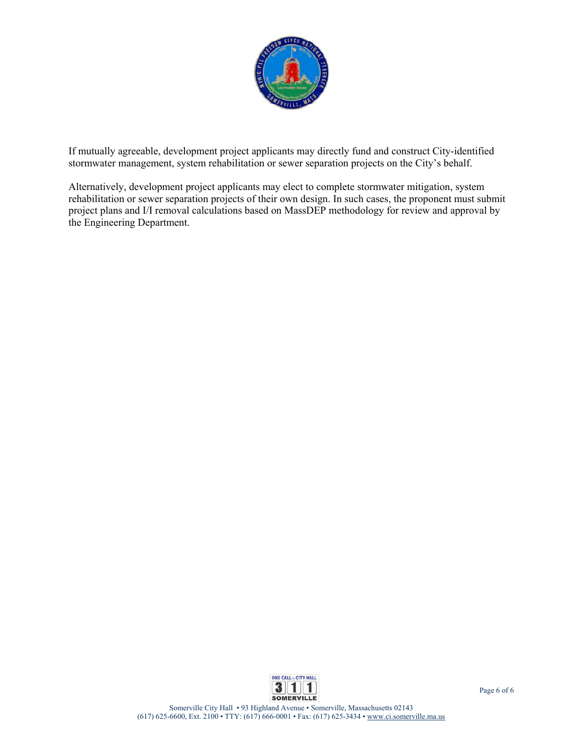If mutually agreeable, development project applicants may directly fund and construct City-identified stormwater management, system rehabilitation or sewer separation projects on the City's behalf.

Alternatively, development project applicants may elect to complete stormwater mitigation, system rehabilitation or sewer separation projects of their own design. In such cases, the proponent must submit project plans and I/I removal calculations based on MassDEP methodology for review and approval by the Engineering Department.